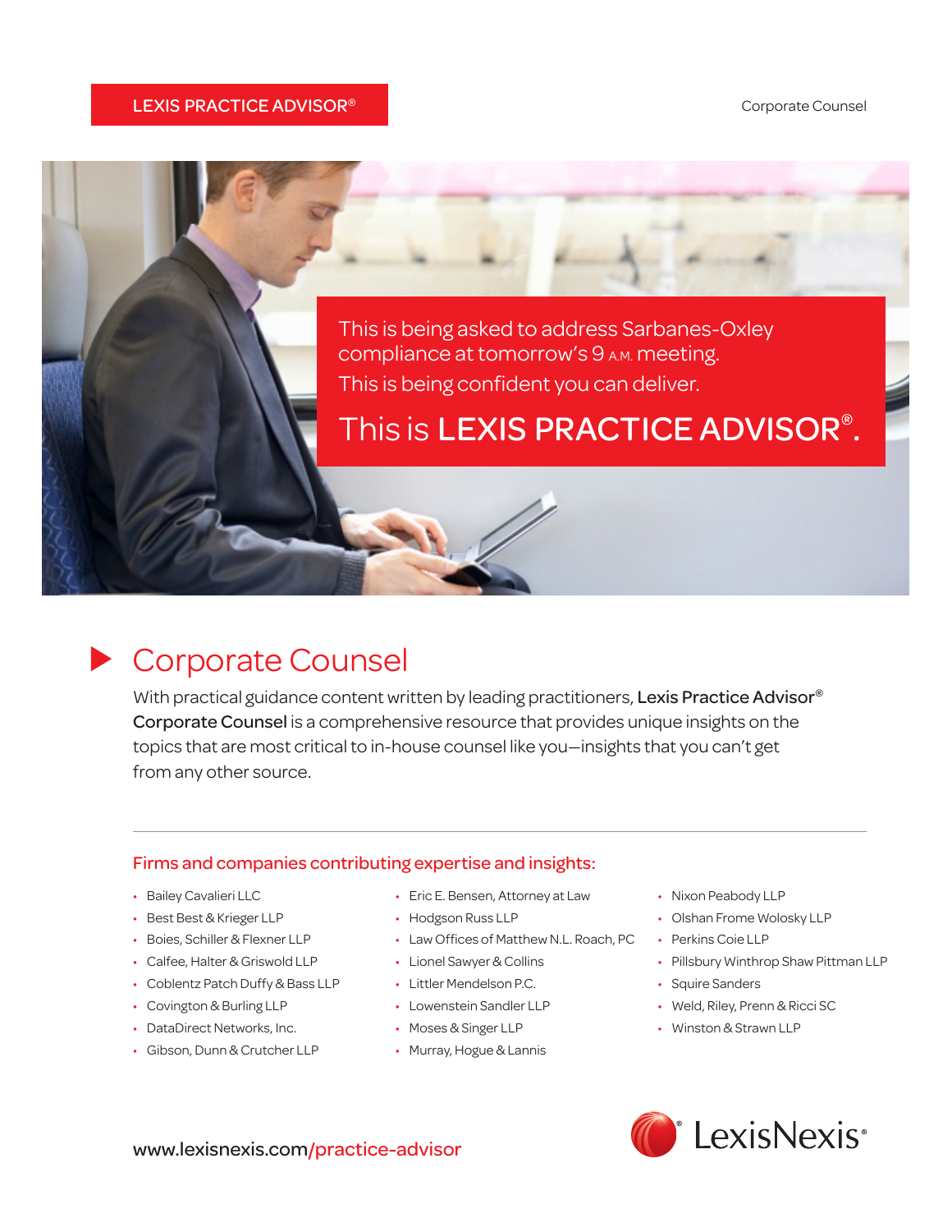LEXIS PRACTICE ADVISOR®

This is being asked to address Sarbanes-Oxley compliance at tomorrow's 9 A.M. meeting.
This is being confident you can deliver.

This is **LEXIS PRACTICE ADVISOR®.**

## Corporate Counsel

With practical guidance content written by leading practitioners, **Lexis Practice Advisor® Corporate Counsel** is a comprehensive resource that provides unique insights on the topics that are most critical to in-house counsel like you—insights that you can't get from any other source.

---

### Firms and companies contributing expertise and insights:

- Bailey Cavalieri LLC
- Best Best & Krieger LLP
- Boies, Schiller & Flexner LLP
- Calfee, Halter & Griswold LLP
- Coblentz Patch Duffy & Bass LLP
- Covington & Burling LLP
- DataDirect Networks, Inc.
- Gibson, Dunn & Crutcher LLP
- Eric E. Bensen, Attorney at Law
- Hodgson Russ LLP
- Law Offices of Matthew N.L. Roach, PC
- Lionel Sawyer & Collins
- Littler Mendelson P.C.
- Lowenstein Sandler LLP
- Moses & Singer LLP
- Murray, Hogue & Lannis
- Nixon Peabody LLP
- Olshan Frome Wolosky LLP
- Perkins Coie LLP
- Pillsbury Winthrop Shaw Pittman LLP
- Squire Sanders
- Weld, Riley, Prenn & Ricci SC
- Winston & Strawn LLP

www.lexisnexis.com/practice-advisor

LexisNexis®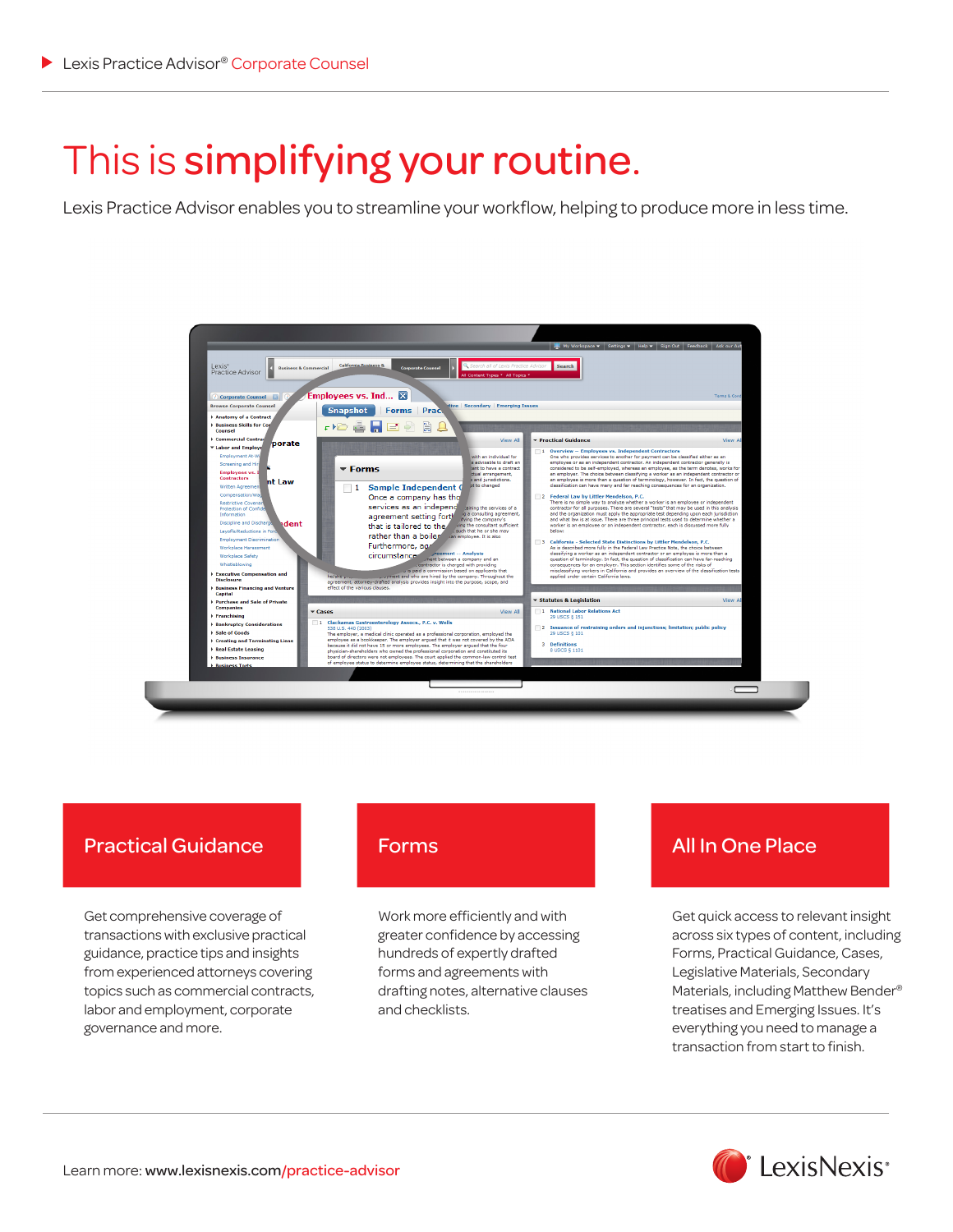Lexis Practice Advisor® Corporate Counsel

# This is simplifying your routine.

Lexis Practice Advisor enables you to streamline your workflow, helping to produce more in less time.

## Practical Guidance

Get comprehensive coverage of transactions with exclusive practical guidance, practice tips and insights from experienced attorneys covering topics such as commercial contracts, labor and employment, corporate governance and more.

## Forms

Work more efficiently and with greater confidence by accessing hundreds of expertly drafted forms and agreements with drafting notes, alternative clauses and checklists.

## All In One Place

Get quick access to relevant insight across six types of content, including Forms, Practical Guidance, Cases, Legislative Materials, Secondary Materials, including Matthew Bender® treatises and Emerging Issues. It's everything you need to manage a transaction from start to finish.

Learn more: www.lexisnexis.com/practice-advisor

LexisNexis®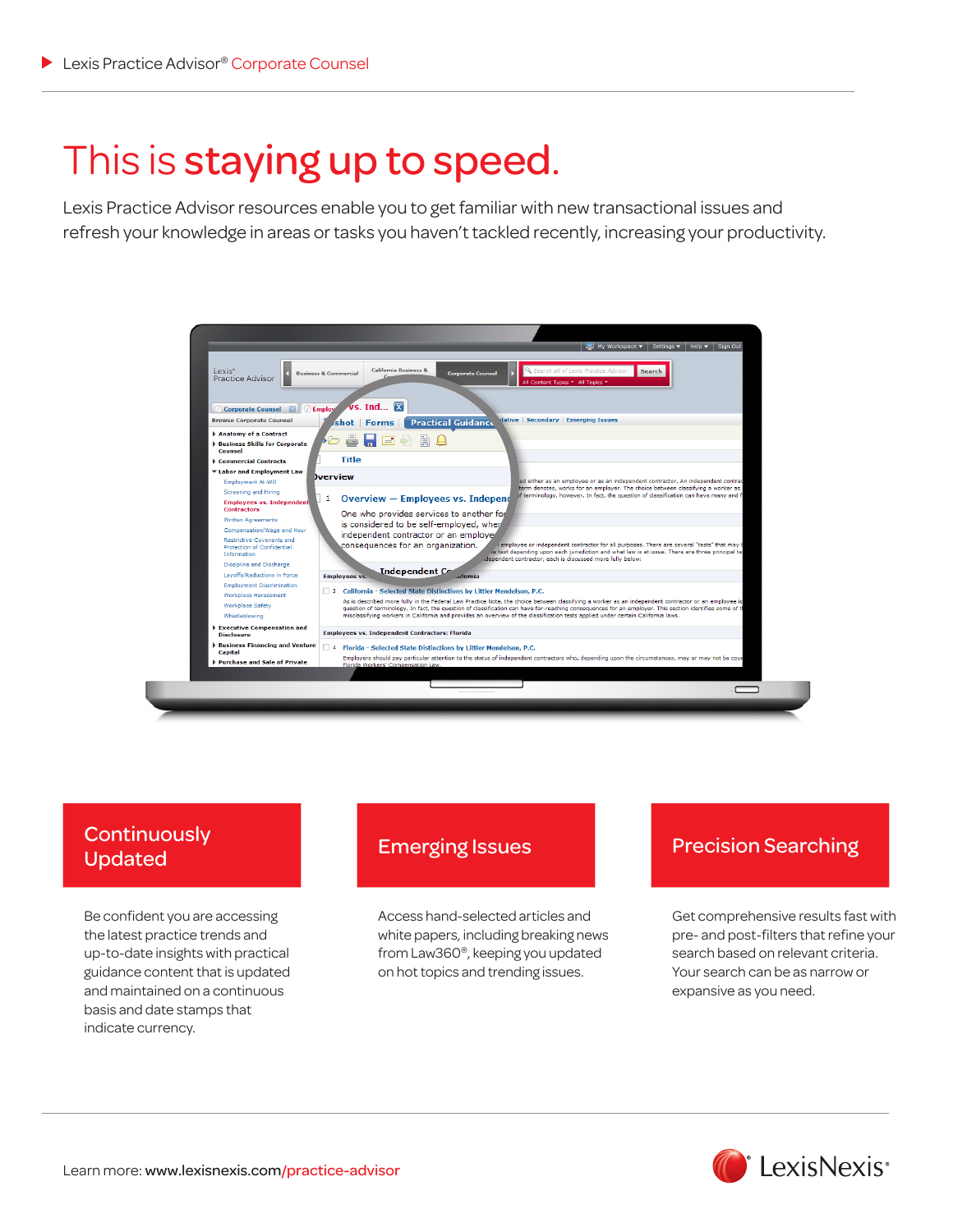Lexis Practice Advisor® Corporate Counsel

# This is **staying up to speed.**

Lexis Practice Advisor resources enable you to get familiar with new transactional issues and refresh your knowledge in areas or tasks you haven't tackled recently, increasing your productivity.

## Continuously Updated

Be confident you are accessing the latest practice trends and up-to-date insights with practical guidance content that is updated and maintained on a continuous basis and date stamps that indicate currency.

## Emerging Issues

Access hand-selected articles and white papers, including breaking news from Law360®, keeping you updated on hot topics and trending issues.

## Precision Searching

Get comprehensive results fast with pre- and post-filters that refine your search based on relevant criteria. Your search can be as narrow or expansive as you need.

Learn more: **www.lexisnexis.com/practice-advisor**

LexisNexis®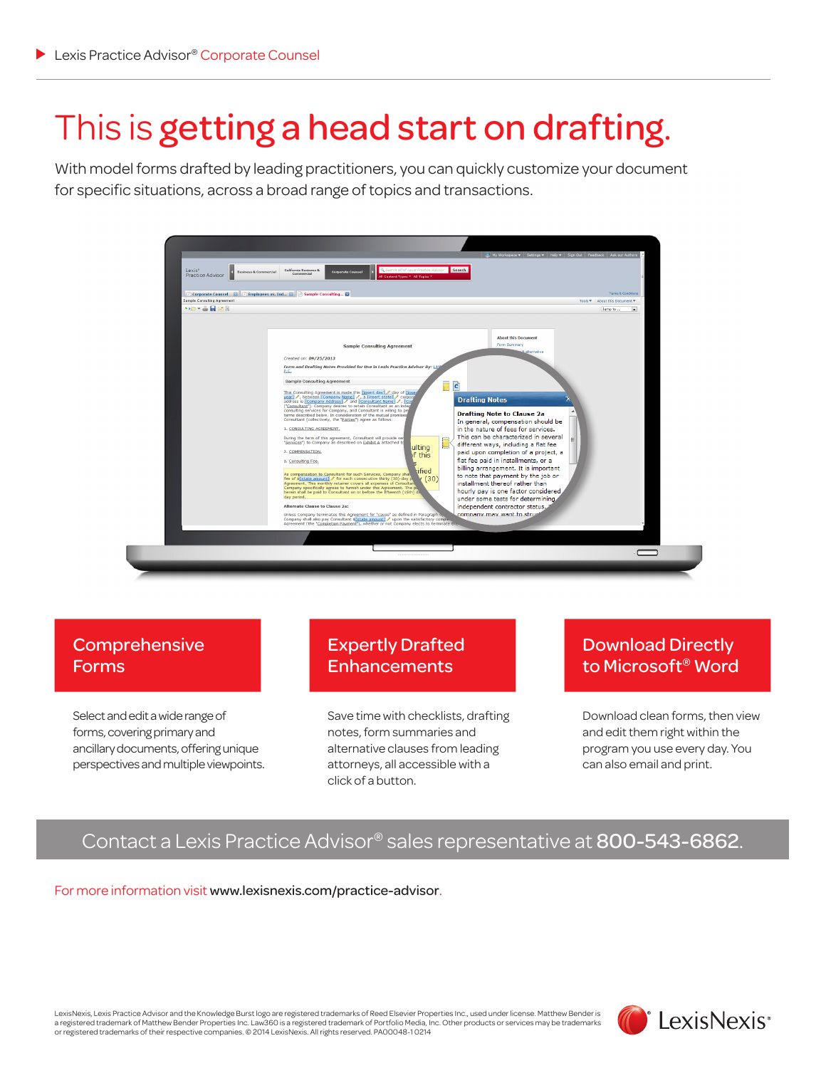# This is getting a head start on drafting.

With model forms drafted by leading practitioners, you can quickly customize your document for specific situations, across a broad range of topics and transactions.

## Comprehensive Forms

Select and edit a wide range of forms, covering primary and ancillary documents, offering unique perspectives and multiple viewpoints.

## Expertly Drafted Enhancements

Save time with checklists, drafting notes, form summaries and alternative clauses from leading attorneys, all accessible with a click of a button.

## Download Directly to Microsoft® Word

Download clean forms, then view and edit them right within the program you use every day. You can also email and print.

Contact a Lexis Practice Advisor® sales representative at **800-543-6862**.

For more information visit **www.lexisnexis.com/practice-advisor**.

LexisNexis, Lexis Practice Advisor and the Knowledge Burst logo are registered trademarks of Reed Elsevier Properties Inc., used under license. Matthew Bender is a registered trademark of Matthew Bender Properties Inc. Law360 is a registered trademark of Portfolio Media, Inc. Other products or services may be trademarks or registered trademarks of their respective companies. © 2014 LexisNexis. All rights reserved. PA00048-1 0214

LexisNexis®